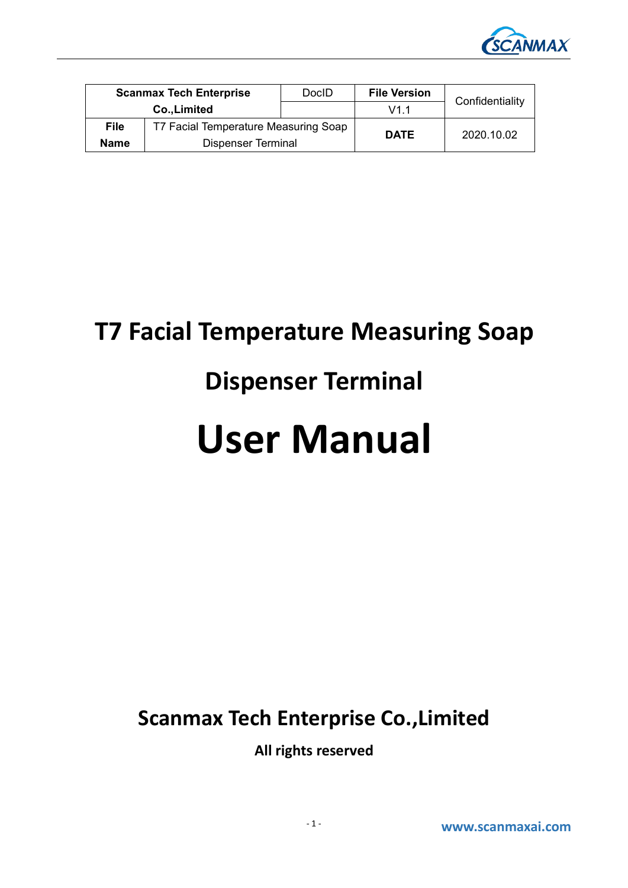| Scanmax Tech Enterprise Co.,Limited | | DocID | File Version | Confidentiality |
|---|---|---|---|---|
| | | | V1.1 | |
| **File Name** | T7 Facial Temperature Measuring Soap Dispenser Terminal | | **DATE** | 2020.10.02 |

# T7 Facial Temperature Measuring Soap Dispenser Terminal

# User Manual

## Scanmax Tech Enterprise Co.,Limited

**All rights reserved**

www.scanmaxai.com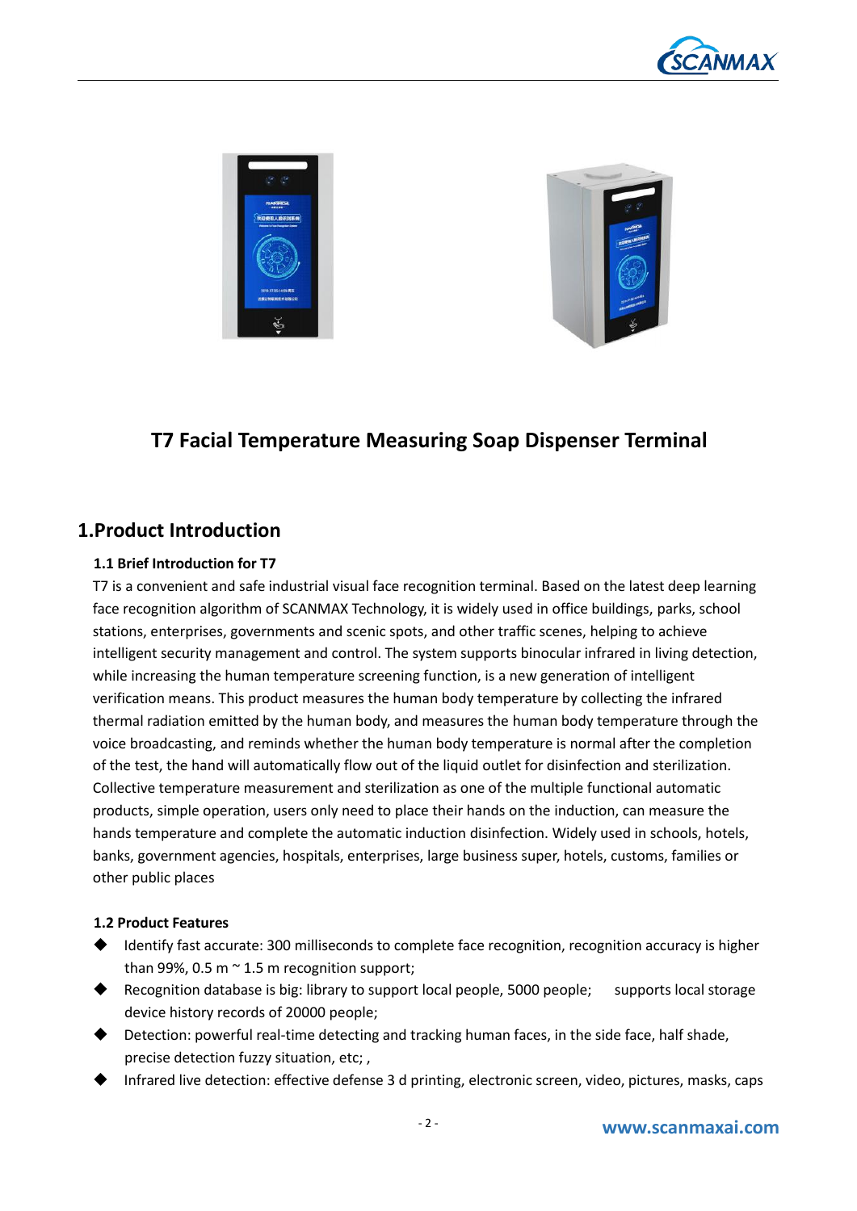## T7 Facial Temperature Measuring Soap Dispenser Terminal

## 1.Product Introduction

### 1.1 Brief Introduction for T7

T7 is a convenient and safe industrial visual face recognition terminal. Based on the latest deep learning face recognition algorithm of SCANMAX Technology, it is widely used in office buildings, parks, school stations, enterprises, governments and scenic spots, and other traffic scenes, helping to achieve intelligent security management and control. The system supports binocular infrared in living detection, while increasing the human temperature screening function, is a new generation of intelligent verification means. This product measures the human body temperature by collecting the infrared thermal radiation emitted by the human body, and measures the human body temperature through the voice broadcasting, and reminds whether the human body temperature is normal after the completion of the test, the hand will automatically flow out of the liquid outlet for disinfection and sterilization. Collective temperature measurement and sterilization as one of the multiple functional automatic products, simple operation, users only need to place their hands on the induction, can measure the hands temperature and complete the automatic induction disinfection. Widely used in schools, hotels, banks, government agencies, hospitals, enterprises, large business super, hotels, customs, families or other public places

### 1.2 Product Features

- Identify fast accurate: 300 milliseconds to complete face recognition, recognition accuracy is higher than 99%, 0.5 m ~ 1.5 m recognition support;
- Recognition database is big: library to support local people, 5000 people; supports local storage device history records of 20000 people;
- Detection: powerful real-time detecting and tracking human faces, in the side face, half shade, precise detection fuzzy situation, etc; ,
- Infrared live detection: effective defense 3 d printing, electronic screen, video, pictures, masks, caps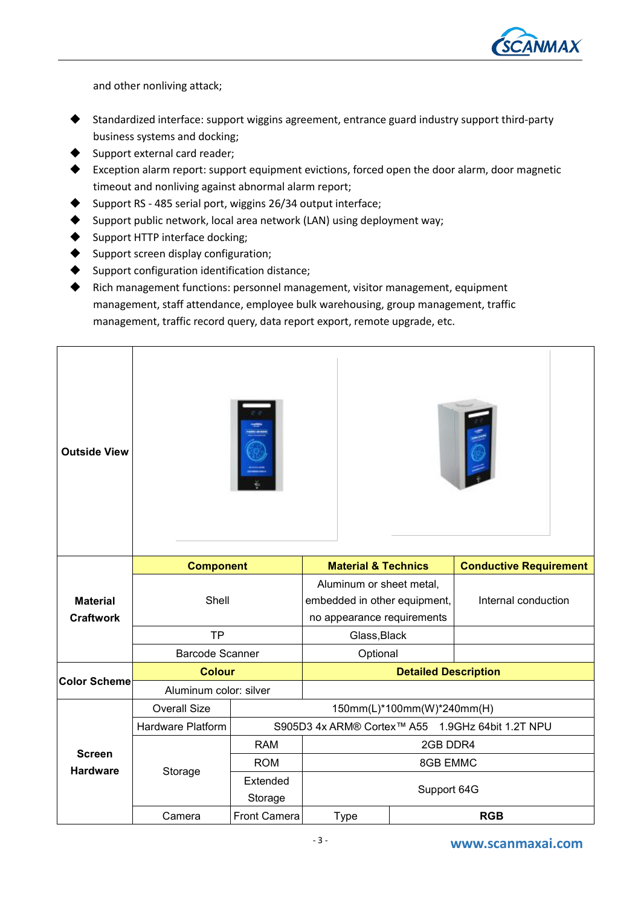and other nonliving attack;

- Standardized interface: support wiggins agreement, entrance guard industry support third-party business systems and docking;
- Support external card reader;
- Exception alarm report: support equipment evictions, forced open the door alarm, door magnetic timeout and nonliving against abnormal alarm report;
- Support RS - 485 serial port, wiggins 26/34 output interface;
- Support public network, local area network (LAN) using deployment way;
- Support HTTP interface docking;
- Support screen display configuration;
- Support configuration identification distance;
- Rich management functions: personnel management, visitor management, equipment management, staff attendance, employee bulk warehousing, group management, traffic management, traffic record query, data report export, remote upgrade, etc.

| **Outside View** | | | | |
|---|---|---|---|---|
| **Material Craftwork** | **Component** | | **Material & Technics** | **Conductive Requirement** |
| | Shell | | Aluminum or sheet metal, embedded in other equipment, no appearance requirements | Internal conduction |
| | TP | | Glass,Black | |
| | Barcode Scanner | | Optional | |
| **Color Scheme** | **Colour** | | **Detailed Description** | |
| | Aluminum color: silver | | | |
| **Screen Hardware** | Overall Size | 150mm(L)*100mm(W)*240mm(H) | | |
| | Hardware Platform | S905D3 4x ARM® Cortex™ A55 1.9GHz 64bit 1.2T NPU | | |
| | Storage | RAM | 2GB DDR4 | |
| | | ROM | 8GB EMMC | |
| | | Extended Storage | Support 64G | |
| | Camera | Front Camera | Type | **RGB** |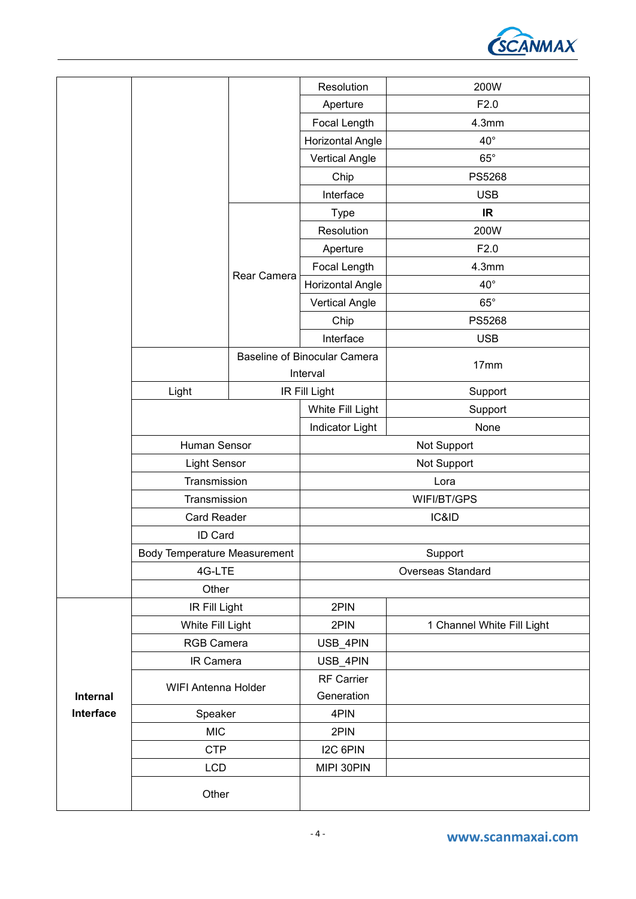| | | | | |
|---|---|---|---|---|
| | | | Resolution | 200W |
| | | | Aperture | F2.0 |
| | | | Focal Length | 4.3mm |
| | | | Horizontal Angle | 40° |
| | | | Vertical Angle | 65° |
| | | | Chip | PS5268 |
| | | | Interface | USB |
| | | Rear Camera | Type | **IR** |
| | | | Resolution | 200W |
| | | | Aperture | F2.0 |
| | | | Focal Length | 4.3mm |
| | | | Horizontal Angle | 40° |
| | | | Vertical Angle | 65° |
| | | | Chip | PS5268 |
| | | | Interface | USB |
| | | Baseline of Binocular Camera Interval | | 17mm |
| | Light | IR Fill Light | | Support |
| | | | White Fill Light | Support |
| | | | Indicator Light | None |
| | Human Sensor | | Not Support | |
| | Light Sensor | | Not Support | |
| | Transmission | | Lora | |
| | Transmission | | WIFI/BT/GPS | |
| | Card Reader | | IC&ID | |
| | ID Card | | | |
| | Body Temperature Measurement | | Support | |
| | 4G-LTE | | Overseas Standard | |
| | Other | | | |
| **Internal Interface** | IR Fill Light | | 2PIN | |
| | White Fill Light | | 2PIN | 1 Channel White Fill Light |
| | RGB Camera | | USB_4PIN | |
| | IR Camera | | USB_4PIN | |
| | WIFI Antenna Holder | | RF Carrier Generation | |
| | Speaker | | 4PIN | |
| | MIC | | 2PIN | |
| | CTP | | I2C 6PIN | |
| | LCD | | MIPI 30PIN | |
| | Other | | | |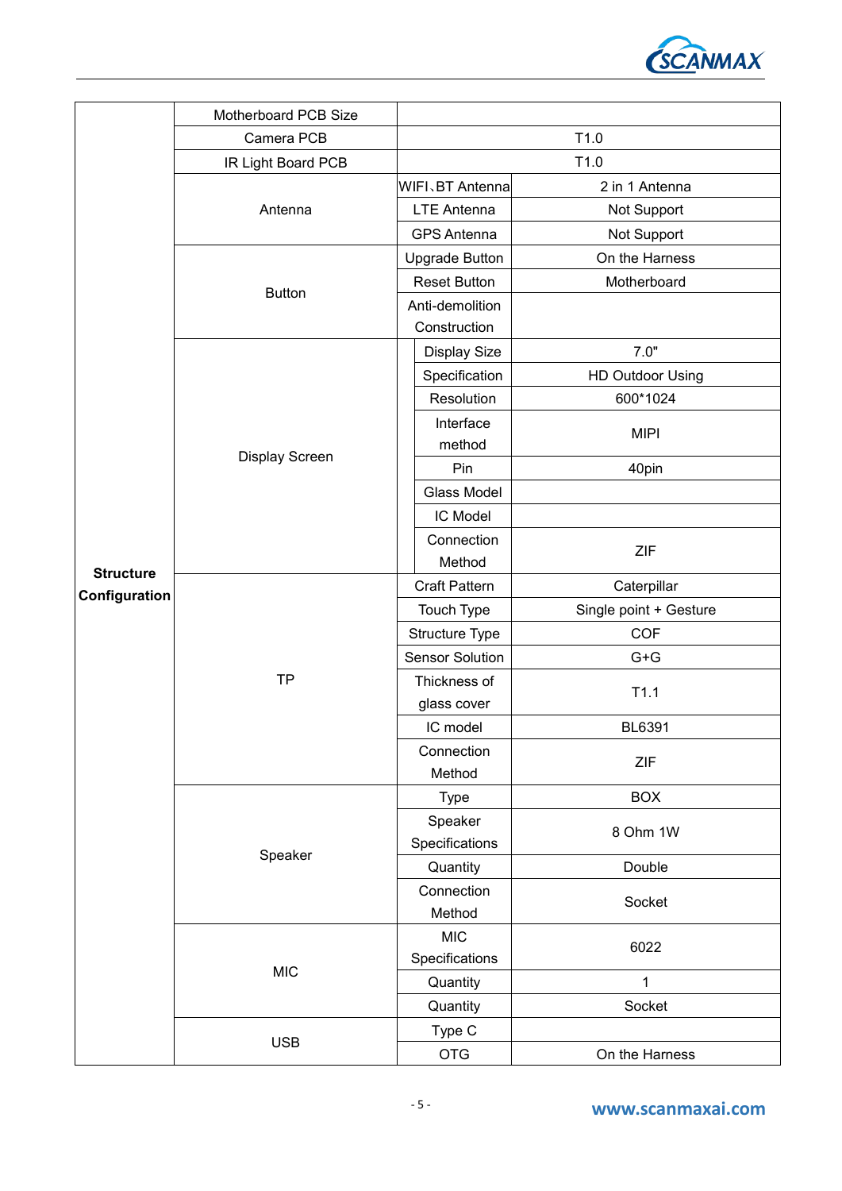| Structure Configuration | Motherboard PCB Size | | |
|---|---|---|---|
| | Camera PCB | T1.0 | |
| | IR Light Board PCB | T1.0 | |
| | Antenna | WIFI、BT Antenna | 2 in 1 Antenna |
| | | LTE Antenna | Not Support |
| | | GPS Antenna | Not Support |
| | Button | Upgrade Button | On the Harness |
| | | Reset Button | Motherboard |
| | | Anti-demolition Construction | |
| | Display Screen | Display Size | 7.0" |
| | | Specification | HD Outdoor Using |
| | | Resolution | 600*1024 |
| | | Interface method | MIPI |
| | | Pin | 40pin |
| | | Glass Model | |
| | | IC Model | |
| | | Connection Method | ZIF |
| | TP | Craft Pattern | Caterpillar |
| | | Touch Type | Single point + Gesture |
| | | Structure Type | COF |
| | | Sensor Solution | G+G |
| | | Thickness of glass cover | T1.1 |
| | | IC model | BL6391 |
| | | Connection Method | ZIF |
| | Speaker | Type | BOX |
| | | Speaker Specifications | 8 Ohm 1W |
| | | Quantity | Double |
| | | Connection Method | Socket |
| | MIC | MIC Specifications | 6022 |
| | | Quantity | 1 |
| | | Quantity | Socket |
| | USB | Type C | |
| | | OTG | On the Harness |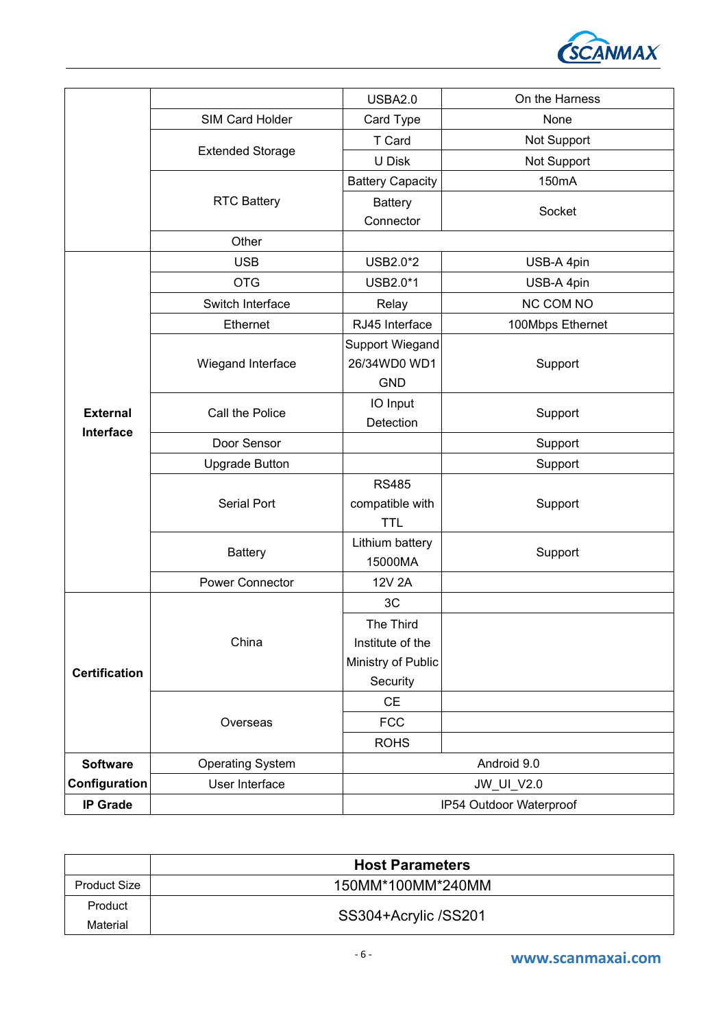| | | | |
|---|---|---|---|
| | | USBA2.0 | On the Harness |
| | SIM Card Holder | Card Type | None |
| | Extended Storage | T Card | Not Support |
| | | U Disk | Not Support |
| | RTC Battery | Battery Capacity | 150mA |
| | | Battery Connector | Socket |
| | Other | | |
| **External Interface** | USB | USB2.0*2 | USB-A 4pin |
| | OTG | USB2.0*1 | USB-A 4pin |
| | Switch Interface | Relay | NC COM NO |
| | Ethernet | RJ45 Interface | 100Mbps Ethernet |
| | Wiegand Interface | Support Wiegand 26/34WD0 WD1 GND | Support |
| | Call the Police | IO Input Detection | Support |
| | Door Sensor | | Support |
| | Upgrade Button | | Support |
| | Serial Port | RS485 compatible with TTL | Support |
| | Battery | Lithium battery 15000MA | Support |
| | Power Connector | 12V 2A | |
| **Certification** | China | 3C | |
| | | The Third Institute of the Ministry of Public Security | |
| | Overseas | CE | |
| | | FCC | |
| | | ROHS | |
| **Software Configuration** | Operating System | Android 9.0 | |
| | User Interface | JW_UI_V2.0 | |
| **IP Grade** | | IP54 Outdoor Waterproof | |

| | **Host Parameters** |
|---|---|
| Product Size | 150MM*100MM*240MM |
| Product Material | SS304+Acrylic /SS201 |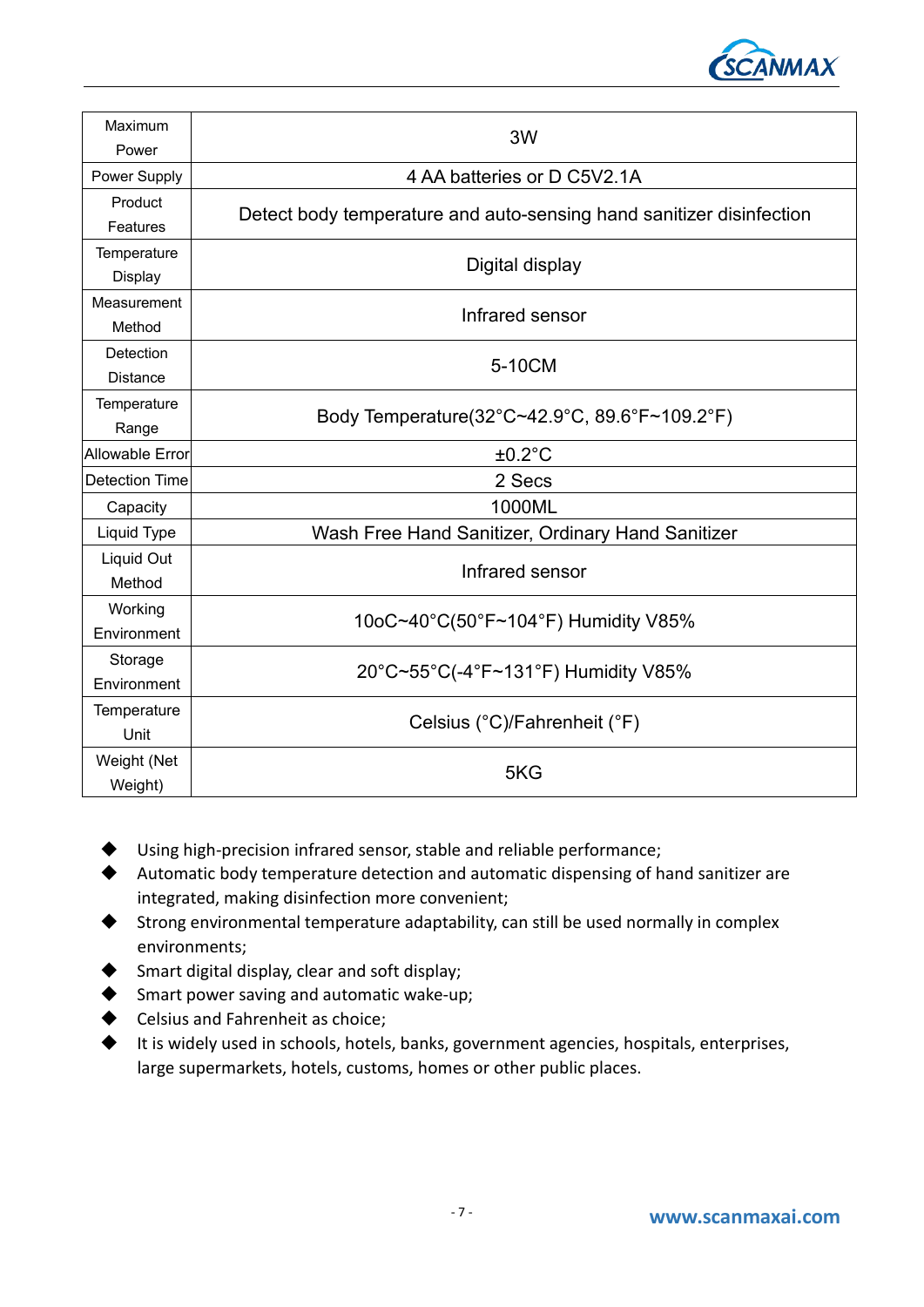| | |
|---|---|
| Maximum Power | 3W |
| Power Supply | 4 AA batteries or D C5V2.1A |
| Product Features | Detect body temperature and auto-sensing hand sanitizer disinfection |
| Temperature Display | Digital display |
| Measurement Method | Infrared sensor |
| Detection Distance | 5-10CM |
| Temperature Range | Body Temperature(32°C~42.9°C, 89.6°F~109.2°F) |
| Allowable Error | ±0.2°C |
| Detection Time | 2 Secs |
| Capacity | 1000ML |
| Liquid Type | Wash Free Hand Sanitizer, Ordinary Hand Sanitizer |
| Liquid Out Method | Infrared sensor |
| Working Environment | 10oC~40°C(50°F~104°F) Humidity V85% |
| Storage Environment | 20°C~55°C(-4°F~131°F) Humidity V85% |
| Temperature Unit | Celsius (°C)/Fahrenheit (°F) |
| Weight (Net Weight) | 5KG |

- Using high-precision infrared sensor, stable and reliable performance;
- Automatic body temperature detection and automatic dispensing of hand sanitizer are integrated, making disinfection more convenient;
- Strong environmental temperature adaptability, can still be used normally in complex environments;
- Smart digital display, clear and soft display;
- Smart power saving and automatic wake-up;
- Celsius and Fahrenheit as choice;
- It is widely used in schools, hotels, banks, government agencies, hospitals, enterprises, large supermarkets, hotels, customs, homes or other public places.